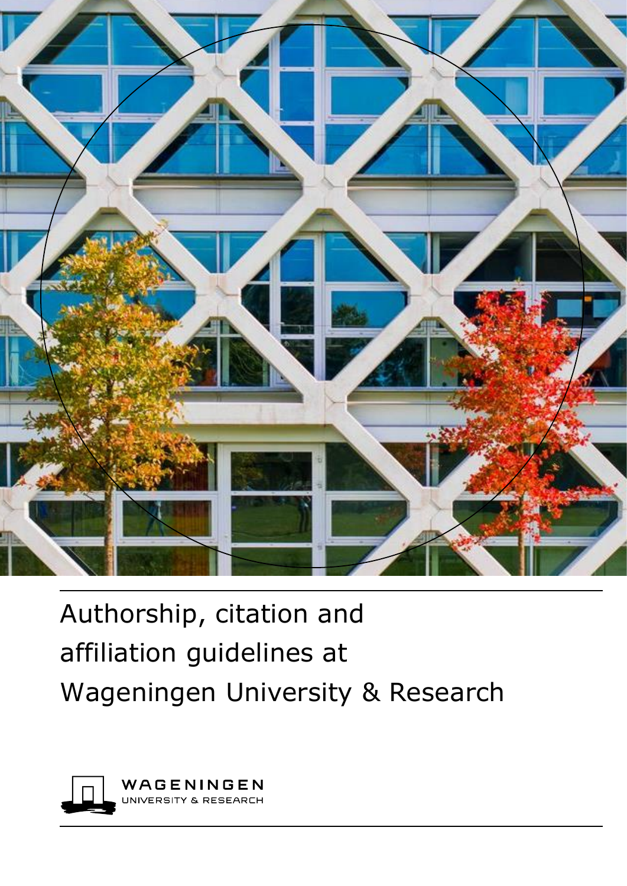# Authorship, citation and affiliation guidelines at Wageningen University & Research

WAGENINGEN
UNIVERSITY & RESEARCH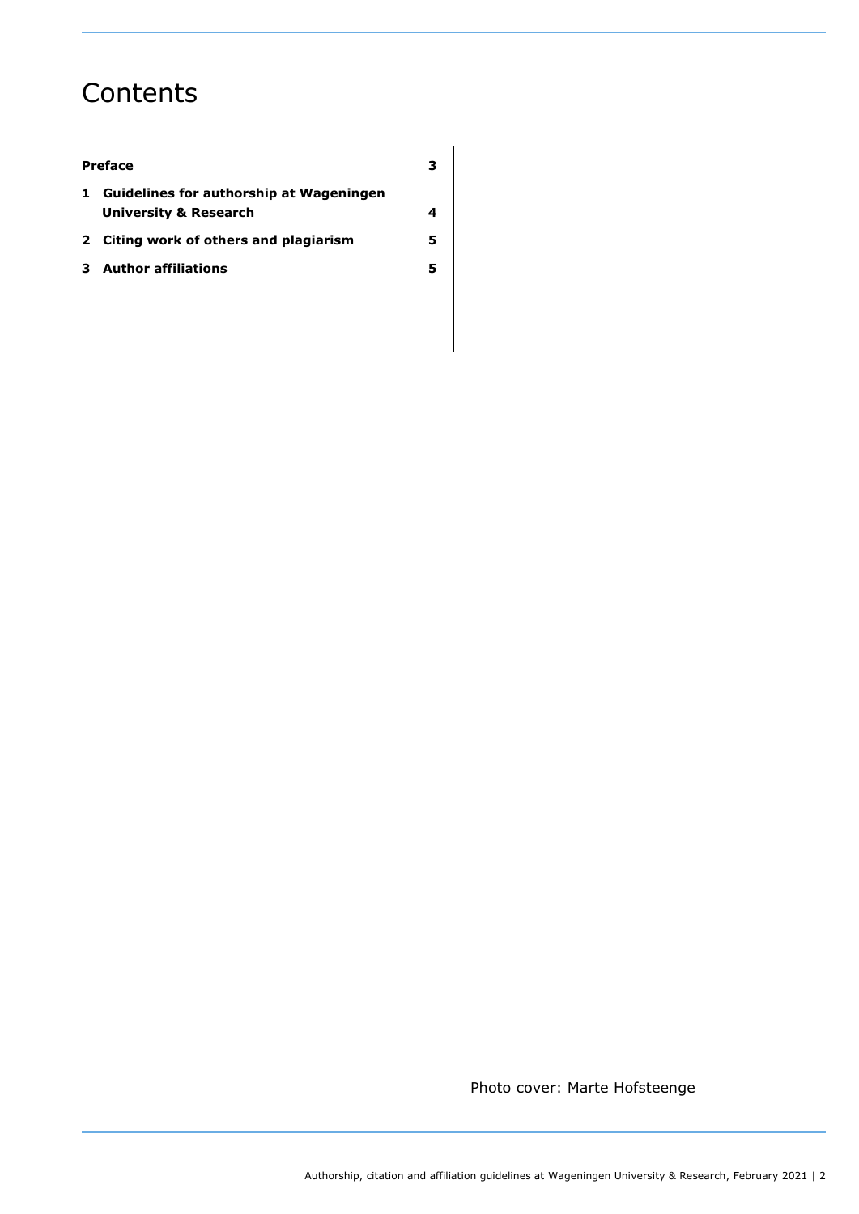# Contents

| | | |
|---|---|---|
| **Preface** | | **3** |
| **1** | **Guidelines for authorship at Wageningen University & Research** | **4** |
| **2** | **Citing work of others and plagiarism** | **5** |
| **3** | **Author affiliations** | **5** |

Photo cover: Marte Hofsteenge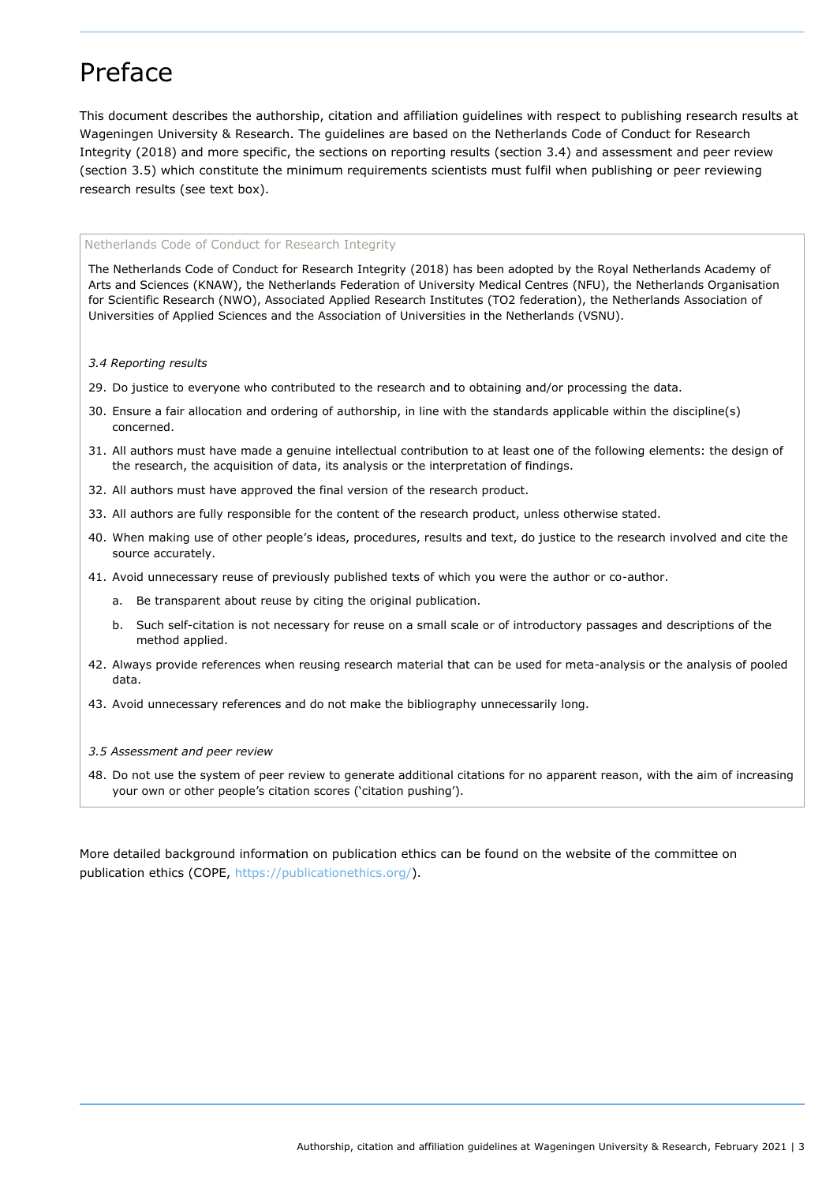# Preface

This document describes the authorship, citation and affiliation guidelines with respect to publishing research results at Wageningen University & Research. The guidelines are based on the Netherlands Code of Conduct for Research Integrity (2018) and more specific, the sections on reporting results (section 3.4) and assessment and peer review (section 3.5) which constitute the minimum requirements scientists must fulfil when publishing or peer reviewing research results (see text box).

> Netherlands Code of Conduct for Research Integrity
>
> The Netherlands Code of Conduct for Research Integrity (2018) has been adopted by the Royal Netherlands Academy of Arts and Sciences (KNAW), the Netherlands Federation of University Medical Centres (NFU), the Netherlands Organisation for Scientific Research (NWO), Associated Applied Research Institutes (TO2 federation), the Netherlands Association of Universities of Applied Sciences and the Association of Universities in the Netherlands (VSNU).
>
> *3.4 Reporting results*
>
> 29. Do justice to everyone who contributed to the research and to obtaining and/or processing the data.
> 30. Ensure a fair allocation and ordering of authorship, in line with the standards applicable within the discipline(s) concerned.
> 31. All authors must have made a genuine intellectual contribution to at least one of the following elements: the design of the research, the acquisition of data, its analysis or the interpretation of findings.
> 32. All authors must have approved the final version of the research product.
> 33. All authors are fully responsible for the content of the research product, unless otherwise stated.
> 40. When making use of other people's ideas, procedures, results and text, do justice to the research involved and cite the source accurately.
> 41. Avoid unnecessary reuse of previously published texts of which you were the author or co-author.
>     a. Be transparent about reuse by citing the original publication.
>     b. Such self-citation is not necessary for reuse on a small scale or of introductory passages and descriptions of the method applied.
> 42. Always provide references when reusing research material that can be used for meta-analysis or the analysis of pooled data.
> 43. Avoid unnecessary references and do not make the bibliography unnecessarily long.
>
> *3.5 Assessment and peer review*
>
> 48. Do not use the system of peer review to generate additional citations for no apparent reason, with the aim of increasing your own or other people's citation scores ('citation pushing').

More detailed background information on publication ethics can be found on the website of the committee on publication ethics (COPE, https://publicationethics.org/).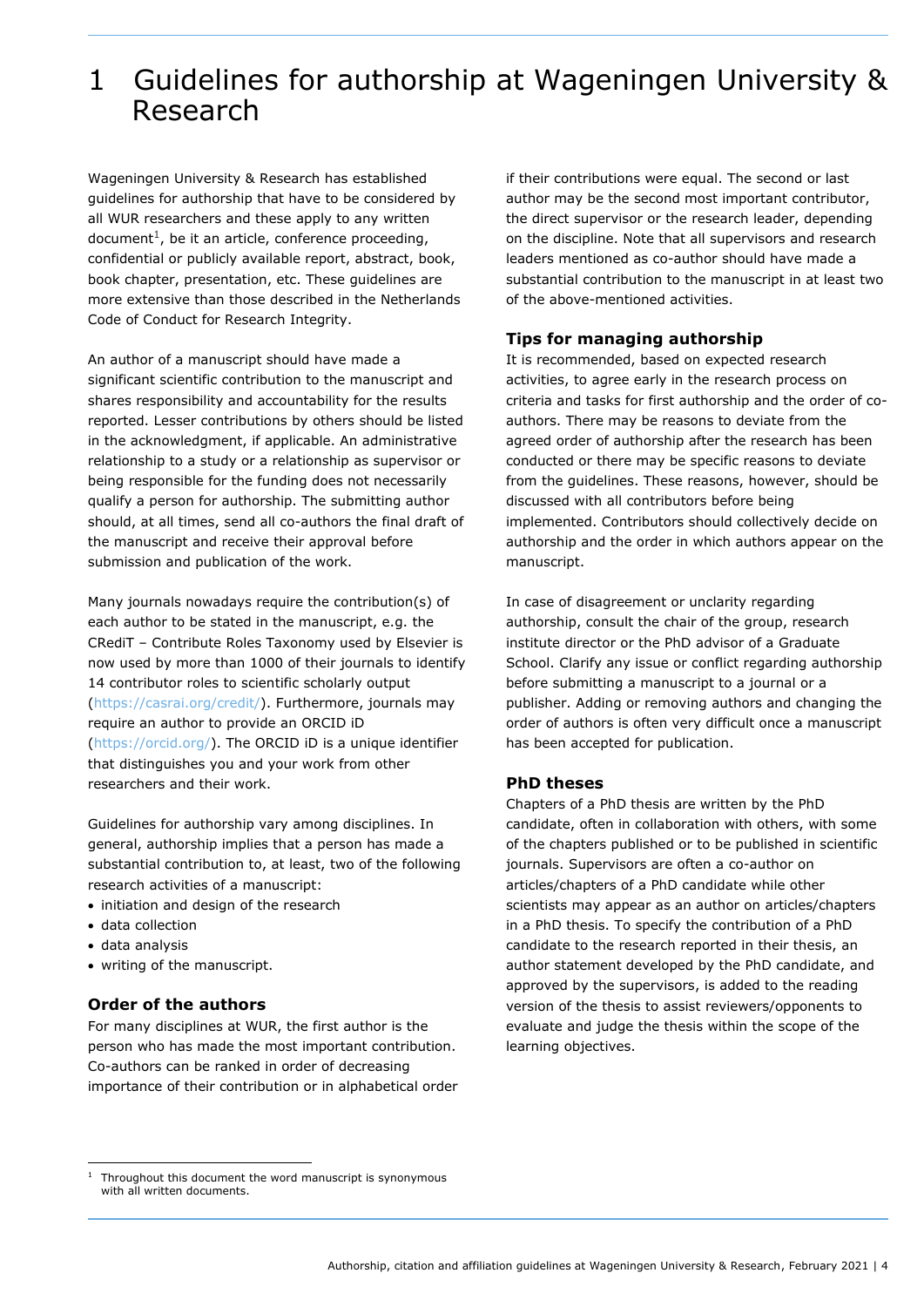# 1 Guidelines for authorship at Wageningen University & Research

Wageningen University & Research has established guidelines for authorship that have to be considered by all WUR researchers and these apply to any written document[1], be it an article, conference proceeding, confidential or publicly available report, abstract, book, book chapter, presentation, etc. These guidelines are more extensive than those described in the Netherlands Code of Conduct for Research Integrity.

An author of a manuscript should have made a significant scientific contribution to the manuscript and shares responsibility and accountability for the results reported. Lesser contributions by others should be listed in the acknowledgment, if applicable. An administrative relationship to a study or a relationship as supervisor or being responsible for the funding does not necessarily qualify a person for authorship. The submitting author should, at all times, send all co-authors the final draft of the manuscript and receive their approval before submission and publication of the work.

Many journals nowadays require the contribution(s) of each author to be stated in the manuscript, e.g. the CRediT – Contribute Roles Taxonomy used by Elsevier is now used by more than 1000 of their journals to identify 14 contributor roles to scientific scholarly output (https://casrai.org/credit/). Furthermore, journals may require an author to provide an ORCID iD (https://orcid.org/). The ORCID iD is a unique identifier that distinguishes you and your work from other researchers and their work.

Guidelines for authorship vary among disciplines. In general, authorship implies that a person has made a substantial contribution to, at least, two of the following research activities of a manuscript:

- initiation and design of the research
- data collection
- data analysis
- writing of the manuscript.

### Order of the authors

For many disciplines at WUR, the first author is the person who has made the most important contribution. Co-authors can be ranked in order of decreasing importance of their contribution or in alphabetical order if their contributions were equal. The second or last author may be the second most important contributor, the direct supervisor or the research leader, depending on the discipline. Note that all supervisors and research leaders mentioned as co-author should have made a substantial contribution to the manuscript in at least two of the above-mentioned activities.

### Tips for managing authorship

It is recommended, based on expected research activities, to agree early in the research process on criteria and tasks for first authorship and the order of co-authors. There may be reasons to deviate from the agreed order of authorship after the research has been conducted or there may be specific reasons to deviate from the guidelines. These reasons, however, should be discussed with all contributors before being implemented. Contributors should collectively decide on authorship and the order in which authors appear on the manuscript.

In case of disagreement or unclarity regarding authorship, consult the chair of the group, research institute director or the PhD advisor of a Graduate School. Clarify any issue or conflict regarding authorship before submitting a manuscript to a journal or a publisher. Adding or removing authors and changing the order of authors is often very difficult once a manuscript has been accepted for publication.

### PhD theses

Chapters of a PhD thesis are written by the PhD candidate, often in collaboration with others, with some of the chapters published or to be published in scientific journals. Supervisors are often a co-author on articles/chapters of a PhD candidate while other scientists may appear as an author on articles/chapters in a PhD thesis. To specify the contribution of a PhD candidate to the research reported in their thesis, an author statement developed by the PhD candidate, and approved by the supervisors, is added to the reading version of the thesis to assist reviewers/opponents to evaluate and judge the thesis within the scope of the learning objectives.

[1] Throughout this document the word manuscript is synonymous with all written documents.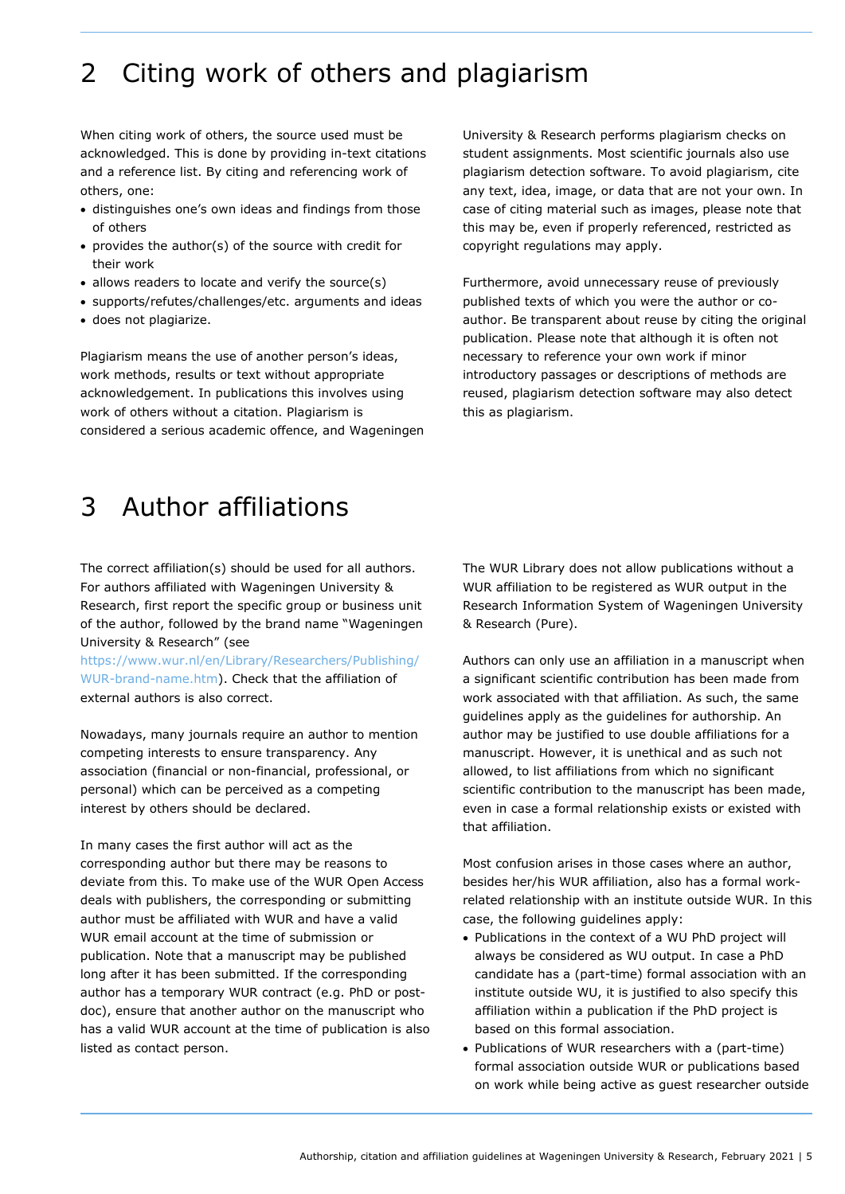# 2 Citing work of others and plagiarism

When citing work of others, the source used must be acknowledged. This is done by providing in-text citations and a reference list. By citing and referencing work of others, one:

- distinguishes one's own ideas and findings from those of others
- provides the author(s) of the source with credit for their work
- allows readers to locate and verify the source(s)
- supports/refutes/challenges/etc. arguments and ideas
- does not plagiarize.

Plagiarism means the use of another person's ideas, work methods, results or text without appropriate acknowledgement. In publications this involves using work of others without a citation. Plagiarism is considered a serious academic offence, and Wageningen University & Research performs plagiarism checks on student assignments. Most scientific journals also use plagiarism detection software. To avoid plagiarism, cite any text, idea, image, or data that are not your own. In case of citing material such as images, please note that this may be, even if properly referenced, restricted as copyright regulations may apply.

Furthermore, avoid unnecessary reuse of previously published texts of which you were the author or co-author. Be transparent about reuse by citing the original publication. Please note that although it is often not necessary to reference your own work if minor introductory passages or descriptions of methods are reused, plagiarism detection software may also detect this as plagiarism.

# 3 Author affiliations

The correct affiliation(s) should be used for all authors. For authors affiliated with Wageningen University & Research, first report the specific group or business unit of the author, followed by the brand name "Wageningen University & Research" (see https://www.wur.nl/en/Library/Researchers/Publishing/WUR-brand-name.htm). Check that the affiliation of external authors is also correct.

Nowadays, many journals require an author to mention competing interests to ensure transparency. Any association (financial or non-financial, professional, or personal) which can be perceived as a competing interest by others should be declared.

In many cases the first author will act as the corresponding author but there may be reasons to deviate from this. To make use of the WUR Open Access deals with publishers, the corresponding or submitting author must be affiliated with WUR and have a valid WUR email account at the time of submission or publication. Note that a manuscript may be published long after it has been submitted. If the corresponding author has a temporary WUR contract (e.g. PhD or post-doc), ensure that another author on the manuscript who has a valid WUR account at the time of publication is also listed as contact person.

The WUR Library does not allow publications without a WUR affiliation to be registered as WUR output in the Research Information System of Wageningen University & Research (Pure).

Authors can only use an affiliation in a manuscript when a significant scientific contribution has been made from work associated with that affiliation. As such, the same guidelines apply as the guidelines for authorship. An author may be justified to use double affiliations for a manuscript. However, it is unethical and as such not allowed, to list affiliations from which no significant scientific contribution to the manuscript has been made, even in case a formal relationship exists or existed with that affiliation.

Most confusion arises in those cases where an author, besides her/his WUR affiliation, also has a formal work-related relationship with an institute outside WUR. In this case, the following guidelines apply:

- Publications in the context of a WU PhD project will always be considered as WU output. In case a PhD candidate has a (part-time) formal association with an institute outside WU, it is justified to also specify this affiliation within a publication if the PhD project is based on this formal association.
- Publications of WUR researchers with a (part-time) formal association outside WUR or publications based on work while being active as guest researcher outside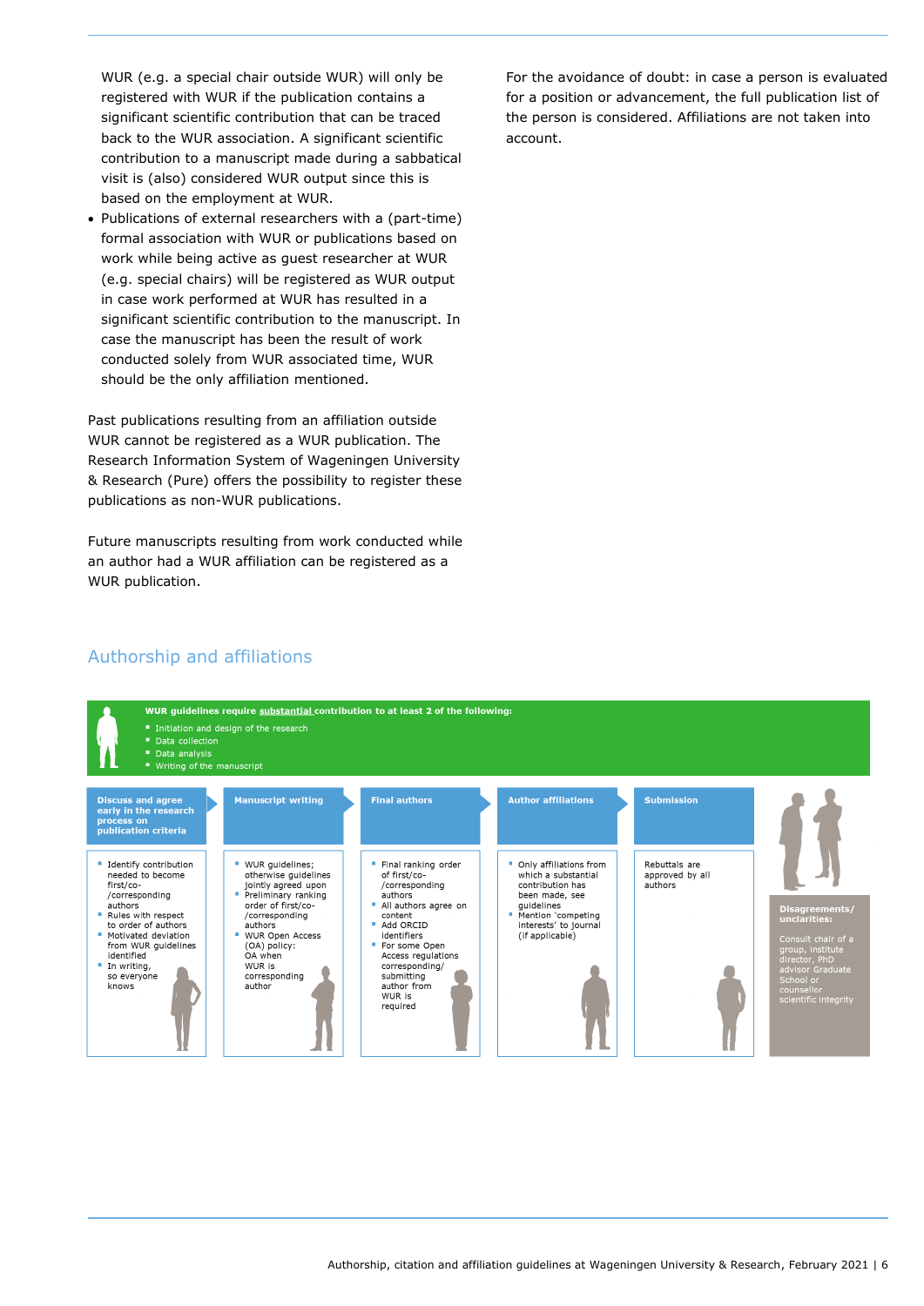WUR (e.g. a special chair outside WUR) will only be registered with WUR if the publication contains a significant scientific contribution that can be traced back to the WUR association. A significant scientific contribution to a manuscript made during a sabbatical visit is (also) considered WUR output since this is based on the employment at WUR.

- Publications of external researchers with a (part-time) formal association with WUR or publications based on work while being active as guest researcher at WUR (e.g. special chairs) will be registered as WUR output in case work performed at WUR has resulted in a significant scientific contribution to the manuscript. In case the manuscript has been the result of work conducted solely from WUR associated time, WUR should be the only affiliation mentioned.

Past publications resulting from an affiliation outside WUR cannot be registered as a WUR publication. The Research Information System of Wageningen University & Research (Pure) offers the possibility to register these publications as non-WUR publications.

Future manuscripts resulting from work conducted while an author had a WUR affiliation can be registered as a WUR publication.

For the avoidance of doubt: in case a person is evaluated for a position or advancement, the full publication list of the person is considered. Affiliations are not taken into account.

## Authorship and affiliations

**WUR guidelines require substantial contribution to at least 2 of the following:**

- Initiation and design of the research
- Data collection
- Data analysis
- Writing of the manuscript

**Discuss and agree early in the research process on publication criteria**

- Identify contribution needed to become first/co-/corresponding authors
- Rules with respect to order of authors
- Motivated deviation from WUR guidelines identified
- In writing, so everyone knows

**Manuscript writing**

- WUR guidelines; otherwise guidelines jointly agreed upon
- Preliminary ranking order of first/co-/corresponding authors
- WUR Open Access (OA) policy: OA when WUR is corresponding author

**Final authors**

- Final ranking order of first/co-/corresponding authors
- All authors agree on content
- Add ORCID identifiers
- For some Open Access regulations corresponding/submitting author from WUR is required

**Author affiliations**

- Only affiliations from which a substantial contribution has been made, see guidelines
- Mention 'competing interests' to journal (if applicable)

**Submission**

Rebuttals are approved by all authors

**Disagreements/unclarities:**

Consult chair of a group, institute director, PhD advisor Graduate School or counsellor scientific integrity